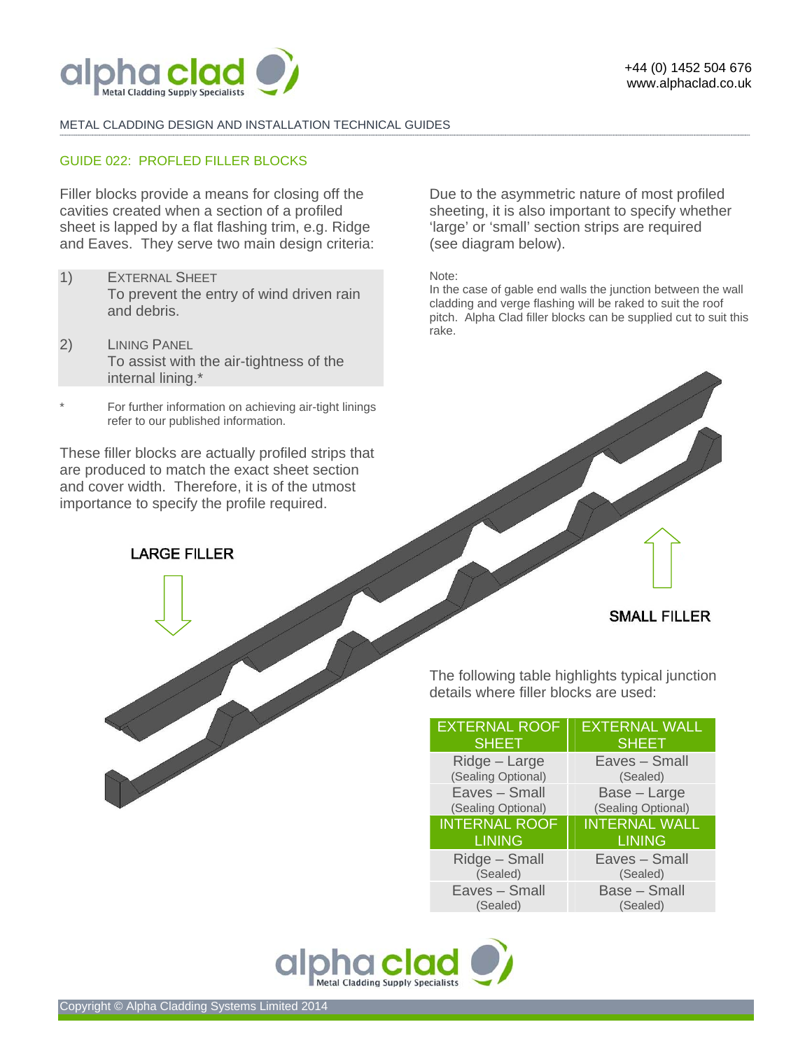METAL CLADDING DESIGN AND INSTALLATION TECHNICAL GUIDES

## GUIDE 022: PROFLED FILLER BLOCKS

Filler blocks provide a means for closing off the cavities created when a section of a profiled sheet is lapped by a flat flashing trim, e.g. Ridge and Eaves. They serve two main design criteria:

1) EXTERNAL SHEET
   To prevent the entry of wind driven rain and debris.

2) LINING PANEL
   To assist with the air-tightness of the internal lining.*

\* For further information on achieving air-tight linings refer to our published information.

These filler blocks are actually profiled strips that are produced to match the exact sheet section and cover width. Therefore, it is of the utmost importance to specify the profile required.

Due to the asymmetric nature of most profiled sheeting, it is also important to specify whether 'large' or 'small' section strips are required (see diagram below).

Note:
In the case of gable end walls the junction between the wall cladding and verge flashing will be raked to suit the roof pitch. Alpha Clad filler blocks can be supplied cut to suit this rake.

LARGE FILLER

SMALL FILLER

The following table highlights typical junction details where filler blocks are used:

| EXTERNAL ROOF SHEET | EXTERNAL WALL SHEET |
|---|---|
| Ridge – Large (Sealing Optional) | Eaves – Small (Sealed) |
| Eaves – Small (Sealing Optional) | Base – Large (Sealing Optional) |
| **INTERNAL ROOF LINING** | **INTERNAL WALL LINING** |
| Ridge – Small (Sealed) | Eaves – Small (Sealed) |
| Eaves – Small (Sealed) | Base – Small (Sealed) |

Copyright © Alpha Cladding Systems Limited 2014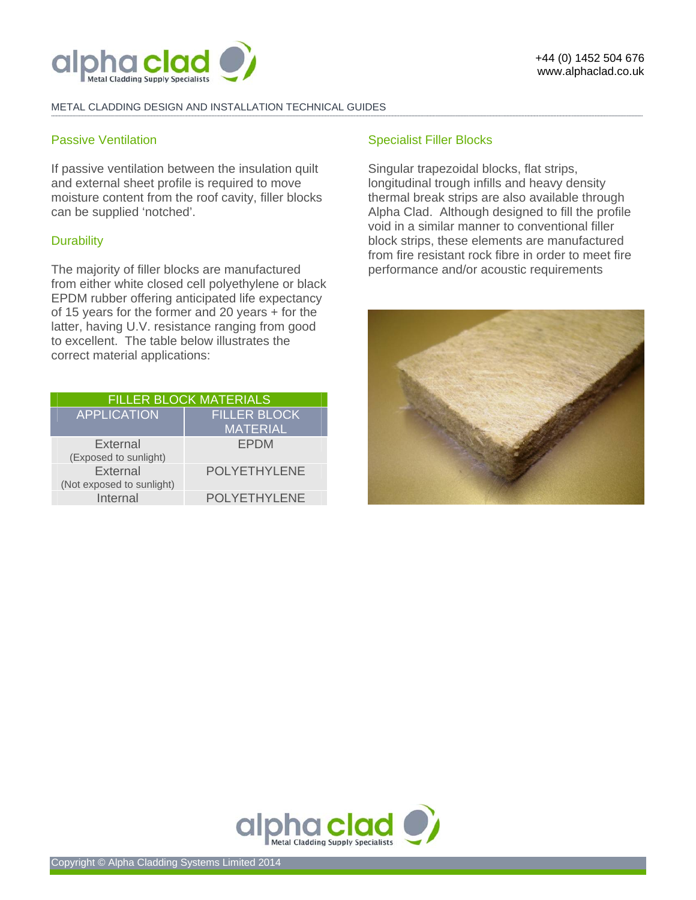## Passive Ventilation

If passive ventilation between the insulation quilt and external sheet profile is required to move moisture content from the roof cavity, filler blocks can be supplied 'notched'.

## Durability

The majority of filler blocks are manufactured from either white closed cell polyethylene or black EPDM rubber offering anticipated life expectancy of 15 years for the former and 20 years + for the latter, having U.V. resistance ranging from good to excellent. The table below illustrates the correct material applications:

| FILLER BLOCK MATERIALS | |
|---|---|
| APPLICATION | FILLER BLOCK MATERIAL |
| External (Exposed to sunlight) | EPDM |
| External (Not exposed to sunlight) | POLYETHYLENE |
| Internal | POLYETHYLENE |

## Specialist Filler Blocks

Singular trapezoidal blocks, flat strips, longitudinal trough infills and heavy density thermal break strips are also available through Alpha Clad. Although designed to fill the profile void in a similar manner to conventional filler block strips, these elements are manufactured from fire resistant rock fibre in order to meet fire performance and/or acoustic requirements